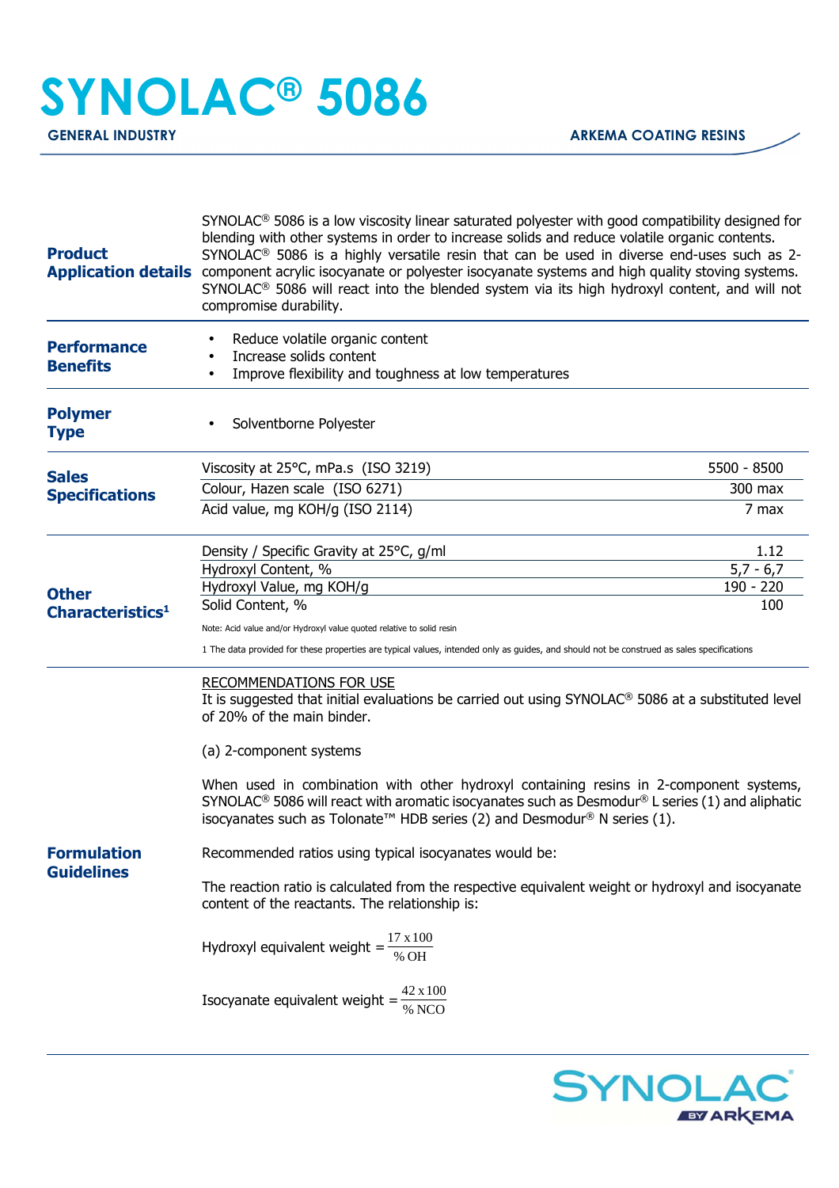# SYNOLAC® 5086

**GENERAL INDUSTRY** | **ARKEMA COATING RESINS**

## Product Application details

SYNOLAC® 5086 is a low viscosity linear saturated polyester with good compatibility designed for blending with other systems in order to increase solids and reduce volatile organic contents. SYNOLAC® 5086 is a highly versatile resin that can be used in diverse end-uses such as 2-component acrylic isocyanate or polyester isocyanate systems and high quality stoving systems. SYNOLAC® 5086 will react into the blended system via its high hydroxyl content, and will not compromise durability.

## Performance Benefits

- Reduce volatile organic content
- Increase solids content
- Improve flexibility and toughness at low temperatures

## Polymer Type

- Solventborne Polyester

## Sales Specifications

| Property | Value |
|---|---|
| Viscosity at 25°C, mPa.s (ISO 3219) | 5500 - 8500 |
| Colour, Hazen scale (ISO 6271) | 300 max |
| Acid value, mg KOH/g (ISO 2114) | 7 max |

## Other Characteristics[1]

| Property | Value |
|---|---|
| Density / Specific Gravity at 25°C, g/ml | 1.12 |
| Hydroxyl Content, % | 5,7 - 6,7 |
| Hydroxyl Value, mg KOH/g | 190 - 220 |
| Solid Content, % | 100 |

Note: Acid value and/or Hydroxyl value quoted relative to solid resin

1 The data provided for these properties are typical values, intended only as guides, and should not be construed as sales specifications

## Formulation Guidelines

RECOMMENDATIONS FOR USE

It is suggested that initial evaluations be carried out using SYNOLAC® 5086 at a substituted level of 20% of the main binder.

(a) 2-component systems

When used in combination with other hydroxyl containing resins in 2-component systems, SYNOLAC® 5086 will react with aromatic isocyanates such as Desmodur® L series (1) and aliphatic isocyanates such as Tolonate™ HDB series (2) and Desmodur® N series (1).

Recommended ratios using typical isocyanates would be:

The reaction ratio is calculated from the respective equivalent weight or hydroxyl and isocyanate content of the reactants. The relationship is:

$$\text{Hydroxyl equivalent weight} = \frac{17 \times 100}{\% \text{ OH}}$$

$$\text{Isocyanate equivalent weight} = \frac{42 \times 100}{\% \text{ NCO}}$$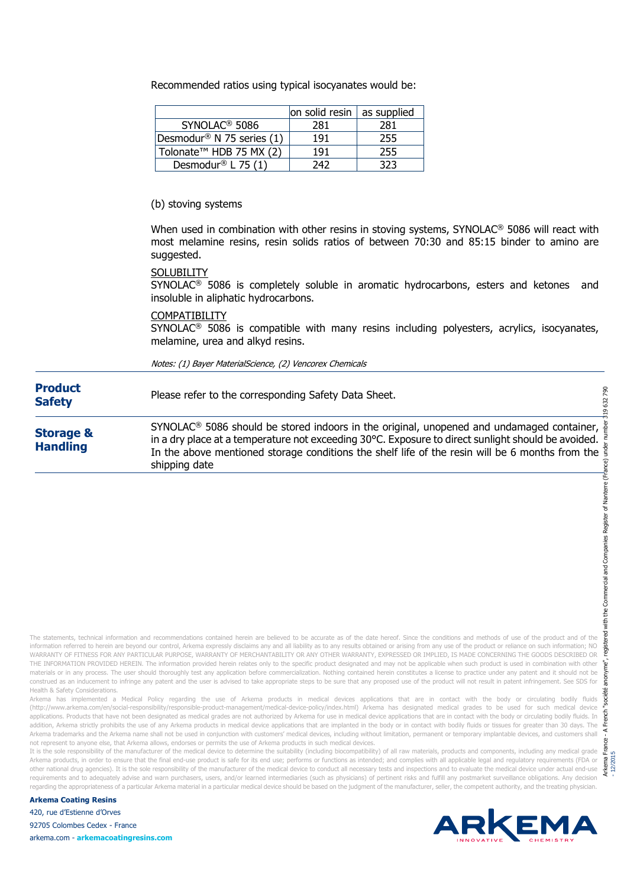Recommended ratios using typical isocyanates would be:

| | on solid resin | as supplied |
|---|---|---|
| SYNOLAC® 5086 | 281 | 281 |
| Desmodur® N 75 series (1) | 191 | 255 |
| Tolonate™ HDB 75 MX (2) | 191 | 255 |
| Desmodur® L 75 (1) | 242 | 323 |

(b) stoving systems

When used in combination with other resins in stoving systems, SYNOLAC® 5086 will react with most melamine resins, resin solids ratios of between 70:30 and 85:15 binder to amino are suggested.

SOLUBILITY

SYNOLAC® 5086 is completely soluble in aromatic hydrocarbons, esters and ketones and insoluble in aliphatic hydrocarbons.

COMPATIBILITY

SYNOLAC® 5086 is compatible with many resins including polyesters, acrylics, isocyanates, melamine, urea and alkyd resins.

*Notes: (1) Bayer MaterialScience, (2) Vencorex Chemicals*

## Product Safety

Please refer to the corresponding Safety Data Sheet.

## Storage & Handling

SYNOLAC® 5086 should be stored indoors in the original, unopened and undamaged container, in a dry place at a temperature not exceeding 30°C. Exposure to direct sunlight should be avoided. In the above mentioned storage conditions the shelf life of the resin will be 6 months from the shipping date

The statements, technical information and recommendations contained herein are believed to be accurate as of the date hereof. Since the conditions and methods of use of the product and of the information referred to herein are beyond our control, Arkema expressly disclaims any and all liability as to any results obtained or arising from any use of the product or reliance on such information; NO WARRANTY OF FITNESS FOR ANY PARTICULAR PURPOSE, WARRANTY OF MERCHANTABILITY OR ANY OTHER WARRANTY, EXPRESSED OR IMPLIED, IS MADE CONCERNING THE GOODS DESCRIBED OR THE INFORMATION PROVIDED HEREIN. The information provided herein relates only to the specific product designated and may not be applicable when such product is used in combination with other materials or in any process. The user should thoroughly test any application before commercialization. Nothing contained herein constitutes a license to practice under any patent and it should not be construed as an inducement to infringe any patent and the user is advised to take appropriate steps to be sure that any proposed use of the product will not result in patent infringement. See SDS for Health & Safety Considerations.

Arkema has implemented a Medical Policy regarding the use of Arkema products in medical devices applications that are in contact with the body or circulating bodily fluids (http://www.arkema.com/en/social-responsibility/responsible-product-management/medical-device-policy/index.html) Arkema has designated medical grades to be used for such medical device applications. Products that have not been designated as medical grades are not authorized by Arkema for use in medical device applications that are in contact with the body or circulating bodily fluids. In addition, Arkema strictly prohibits the use of any Arkema products in medical device applications that are implanted in the body or in contact with bodily fluids or tissues for greater than 30 days. The Arkema trademarks and the Arkema name shall not be used in conjunction with customers' medical devices, including without limitation, permanent or temporary implantable devices, and customers shall not represent to anyone else, that Arkema allows, endorses or permits the use of Arkema products in such medical devices.

It is the sole responsibility of the manufacturer of the medical device to determine the suitability (including biocompatibility) of all raw materials, products and components, including any medical grade Arkema products, in order to ensure that the final end-use product is safe for its end use; performs or functions as intended; and complies with all applicable legal and regulatory requirements (FDA or other national drug agencies). It is the sole responsibility of the manufacturer of the medical device to conduct all necessary tests and inspections and to evaluate the medical device under actual end-use requirements and to adequately advise and warn purchasers, users, and/or learned intermediaries (such as physicians) of pertinent risks and fulfill any postmarket surveillance obligations. Any decision regarding the appropriateness of a particular Arkema material in a particular medical device should be based on the judgment of the manufacturer, seller, the competent authority, and the treating physician.

**Arkema Coating Resins**
420, rue d'Estienne d'Orves
92705 Colombes Cedex - France
arkema.com - **arkemacoatingresins.com**

Arkema France - A French "société anonyme", registered with the Commercial and Companies Register of Nanterre (France) under number 319 632 790 - 12/2015